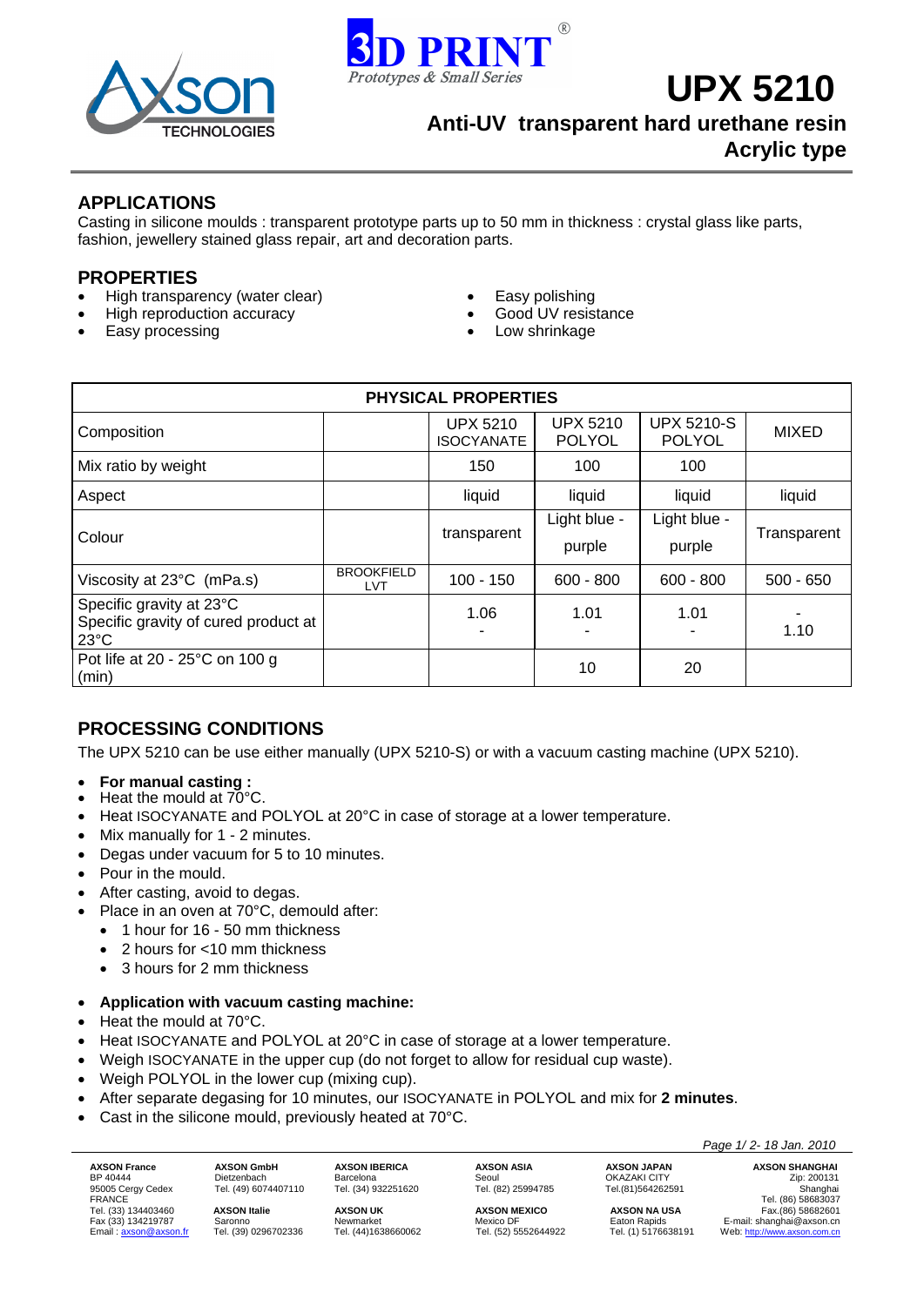# UPX 5210

## Anti-UV transparent hard urethane resin
## Acrylic type

## APPLICATIONS

Casting in silicone moulds : transparent prototype parts up to 50 mm in thickness : crystal glass like parts, fashion, jewellery stained glass repair, art and decoration parts.

## PROPERTIES

- High transparency (water clear)
- High reproduction accuracy
- Easy processing
- Easy polishing
- Good UV resistance
- Low shrinkage

| PHYSICAL PROPERTIES | | | | | |
|---|---|---|---|---|---|
| Composition | | UPX 5210 ISOCYANATE | UPX 5210 POLYOL | UPX 5210-S POLYOL | MIXED |
| Mix ratio by weight | | 150 | 100 | 100 | |
| Aspect | | liquid | liquid | liquid | liquid |
| Colour | | transparent | Light blue - purple | Light blue - purple | Transparent |
| Viscosity at 23°C (mPa.s) | BROOKFIELD LVT | 100 - 150 | 600 - 800 | 600 - 800 | 500 - 650 |
| Specific gravity at 23°C<br>Specific gravity of cured product at 23°C | | 1.06<br>- | 1.01<br>- | 1.01<br>- | -<br>1.10 |
| Pot life at 20 - 25°C on 100 g (min) | | | 10 | 20 | |

## PROCESSING CONDITIONS

The UPX 5210 can be use either manually (UPX 5210-S) or with a vacuum casting machine (UPX 5210).

- **For manual casting :**
- Heat the mould at 70°C.
- Heat ISOCYANATE and POLYOL at 20°C in case of storage at a lower temperature.
- Mix manually for 1 - 2 minutes.
- Degas under vacuum for 5 to 10 minutes.
- Pour in the mould.
- After casting, avoid to degas.
- Place in an oven at 70°C, demould after:
  - 1 hour for 16 - 50 mm thickness
  - 2 hours for <10 mm thickness
  - 3 hours for 2 mm thickness

- **Application with vacuum casting machine:**
- Heat the mould at 70°C.
- Heat ISOCYANATE and POLYOL at 20°C in case of storage at a lower temperature.
- Weigh ISOCYANATE in the upper cup (do not forget to allow for residual cup waste).
- Weigh POLYOL in the lower cup (mixing cup).
- After separate degasing for 10 minutes, our ISOCYANATE in POLYOL and mix for **2 minutes**.
- Cast in the silicone mould, previously heated at 70°C.

**AXSON France** BP 40444, 95005 Cergy Cedex, FRANCE, Tel. (33) 134403460, Fax (33) 134219787, Email : axson@axson.fr
**AXSON GmbH** Dietzenbach, Tel. (49) 6074407110
**AXSON Italie** Saronno, Tel. (39) 0296702336
**AXSON IBERICA** Barcelona, Tel. (34) 932251620
**AXSON UK** Newmarket, Tel. (44)1638660062
**AXSON ASIA** Seoul, Tel. (82) 25994785
**AXSON MEXICO** Mexico DF, Tel. (52) 5552644922
**AXSON JAPAN** OKAZAKI CITY, Tel.(81)564262591
**AXSON NA USA** Eaton Rapids, Tel. (1) 5176638191
**AXSON SHANGHAI** Zip: 200131, Shanghai, Tel. (86) 58683037, Fax.(86) 58682601, E-mail: shanghai@axson.cn, Web: http://www.axson.com.cn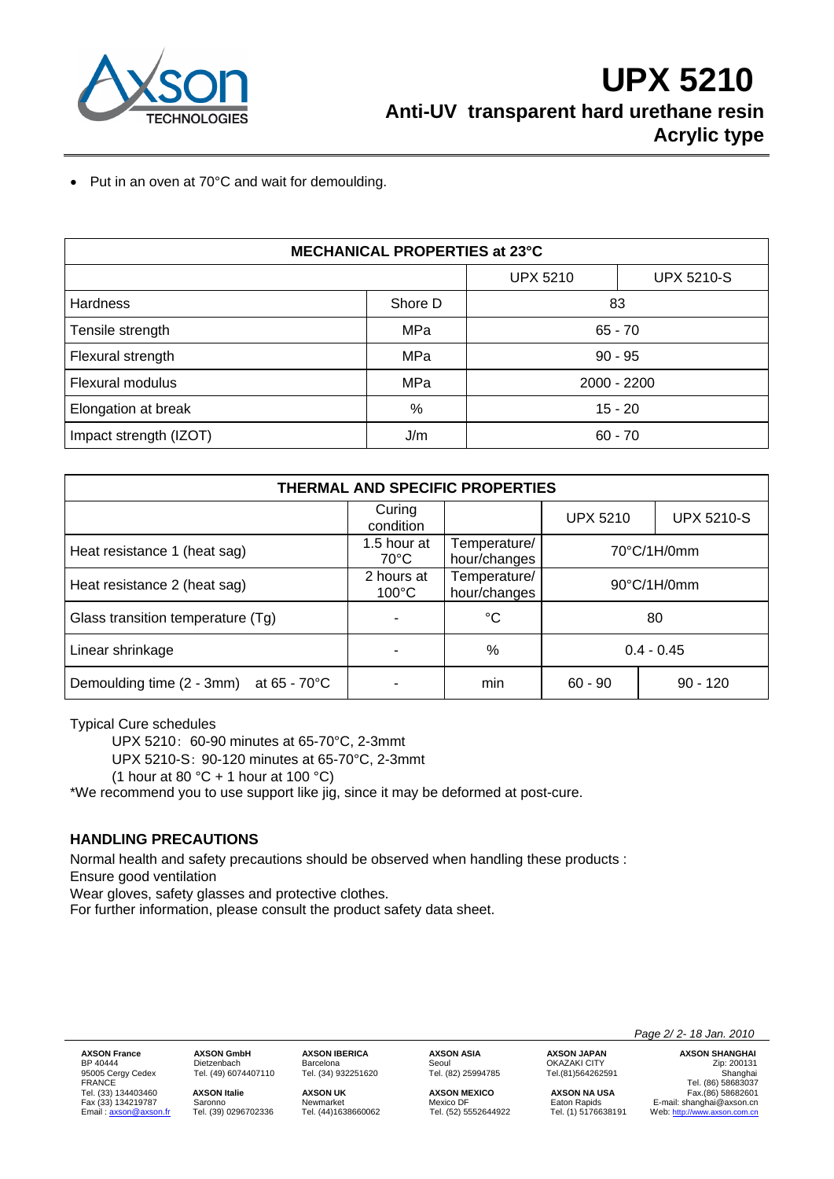- Put in an oven at 70°C and wait for demoulding.

| MECHANICAL PROPERTIES at 23°C | | | |
|---|---|---|---|
| | | UPX 5210 | UPX 5210-S |
| Hardness | Shore D | 83 | |
| Tensile strength | MPa | 65 - 70 | |
| Flexural strength | MPa | 90 - 95 | |
| Flexural modulus | MPa | 2000 - 2200 | |
| Elongation at break | % | 15 - 20 | |
| Impact strength (IZOT) | J/m | 60 - 70 | |

| THERMAL AND SPECIFIC PROPERTIES | | | | |
|---|---|---|---|---|
| | Curing condition | | UPX 5210 | UPX 5210-S |
| Heat resistance 1 (heat sag) | 1.5 hour at 70°C | Temperature/ hour/changes | 70°C/1H/0mm | |
| Heat resistance 2 (heat sag) | 2 hours at 100°C | Temperature/ hour/changes | 90°C/1H/0mm | |
| Glass transition temperature (Tg) | - | °C | 80 | |
| Linear shrinkage | - | % | 0.4 - 0.45 | |
| Demoulding time (2 - 3mm) at 65 - 70°C | - | min | 60 - 90 | 90 - 120 |

Typical Cure schedules

UPX 5210：60-90 minutes at 65-70°C, 2-3mmt

UPX 5210-S：90-120 minutes at 65-70°C, 2-3mmt

(1 hour at 80 °C + 1 hour at 100 °C)

*We recommend you to use support like jig, since it may be deformed at post-cure.

## HANDLING PRECAUTIONS

Normal health and safety precautions should be observed when handling these products :
Ensure good ventilation
Wear gloves, safety glasses and protective clothes.
For further information, please consult the product safety data sheet.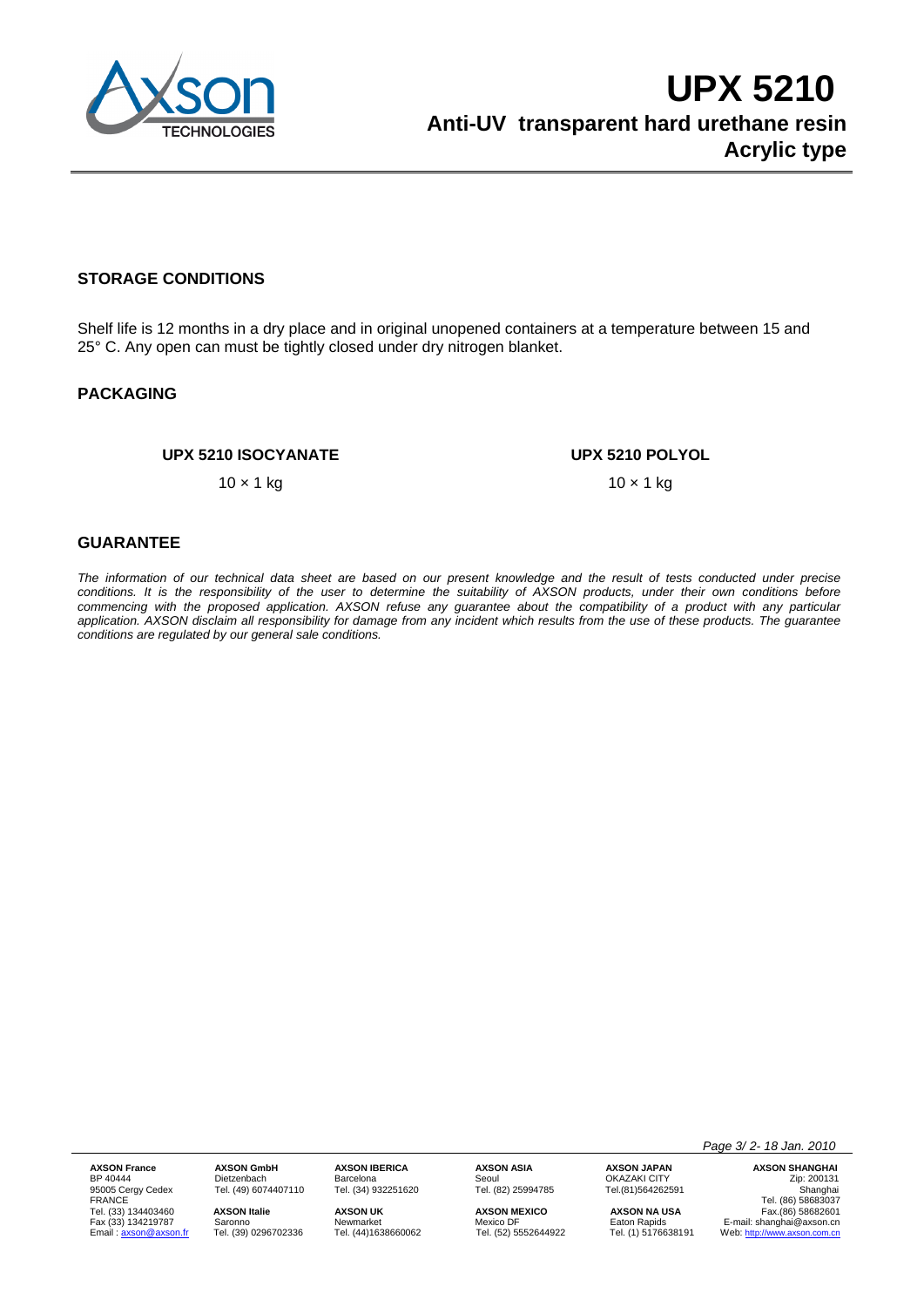# UPX 5210

## Anti-UV transparent hard urethane resin

## Acrylic type

### STORAGE CONDITIONS

Shelf life is 12 months in a dry place and in original unopened containers at a temperature between 15 and 25° C. Any open can must be tightly closed under dry nitrogen blanket.

### PACKAGING

| UPX 5210 ISOCYANATE | UPX 5210 POLYOL |
|---|---|
| 10 × 1 kg | 10 × 1 kg |

### GUARANTEE

*The information of our technical data sheet are based on our present knowledge and the result of tests conducted under precise conditions. It is the responsibility of the user to determine the suitability of AXSON products, under their own conditions before commencing with the proposed application. AXSON refuse any guarantee about the compatibility of a product with any particular application. AXSON disclaim all responsibility for damage from any incident which results from the use of these products. The guarantee conditions are regulated by our general sale conditions.*

**AXSON France**
BP 40444
95005 Cergy Cedex
FRANCE
Tel. (33) 134403460
Fax (33) 134219787
Email : axson@axson.fr

**AXSON GmbH**
Dietzenbach
Tel. (49) 6074407110

**AXSON Italie**
Saronno
Tel. (39) 0296702336

**AXSON IBERICA**
Barcelona
Tel. (34) 932251620

**AXSON UK**
Newmarket
Tel. (44)1638660062

**AXSON ASIA**
Seoul
Tel. (82) 25994785

**AXSON MEXICO**
Mexico DF
Tel. (52) 5552644922

**AXSON JAPAN**
OKAZAKI CITY
Tel.(81)564262591

**AXSON NA USA**
Eaton Rapids
Tel. (1) 5176638191

**AXSON SHANGHAI**
Zip: 200131
Shanghai
Tel. (86) 58683037
Fax.(86) 58682601
E-mail: shanghai@axson.cn
Web: http://www.axson.com.cn